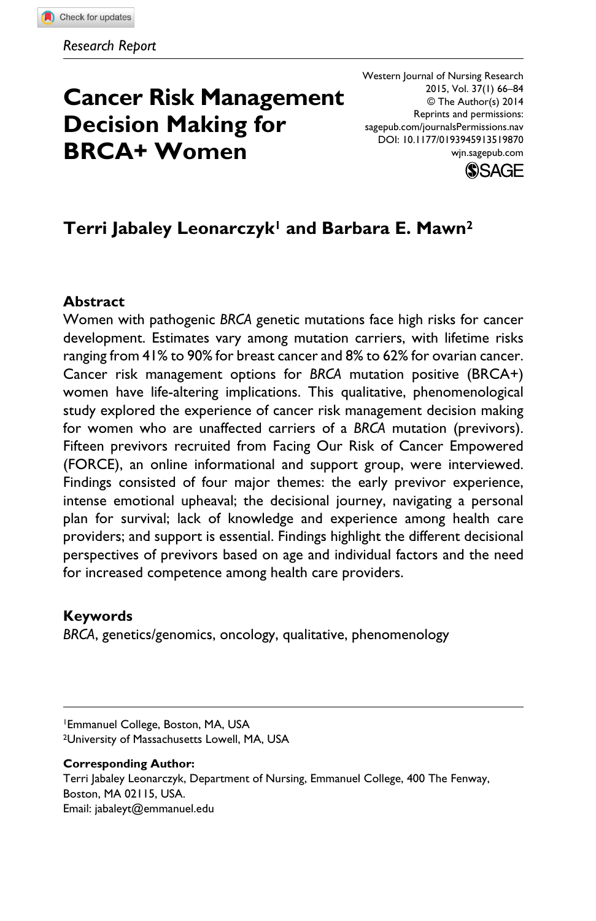*Research Report*

# Cancer Risk Management Decision Making for BRCA+ Women

Western Journal of Nursing Research
2015, Vol. 37(1) 66–84
© The Author(s) 2014
Reprints and permissions:
sagepub.com/journalsPermissions.nav
DOI: 10.1177/0193945913519870
wjn.sagepub.com

**Terri Jabaley Leonarczyk[1] and Barbara E. Mawn[2]**

## Abstract

Women with pathogenic *BRCA* genetic mutations face high risks for cancer development. Estimates vary among mutation carriers, with lifetime risks ranging from 41% to 90% for breast cancer and 8% to 62% for ovarian cancer. Cancer risk management options for *BRCA* mutation positive (BRCA+) women have life-altering implications. This qualitative, phenomenological study explored the experience of cancer risk management decision making for women who are unaffected carriers of a *BRCA* mutation (previvors). Fifteen previvors recruited from Facing Our Risk of Cancer Empowered (FORCE), an online informational and support group, were interviewed. Findings consisted of four major themes: the early previvor experience, intense emotional upheaval; the decisional journey, navigating a personal plan for survival; lack of knowledge and experience among health care providers; and support is essential. Findings highlight the different decisional perspectives of previvors based on age and individual factors and the need for increased competence among health care providers.

## Keywords

*BRCA*, genetics/genomics, oncology, qualitative, phenomenology

[1]Emmanuel College, Boston, MA, USA
[2]University of Massachusetts Lowell, MA, USA

**Corresponding Author:**
Terri Jabaley Leonarczyk, Department of Nursing, Emmanuel College, 400 The Fenway, Boston, MA 02115, USA.
Email: jabaleyt@emmanuel.edu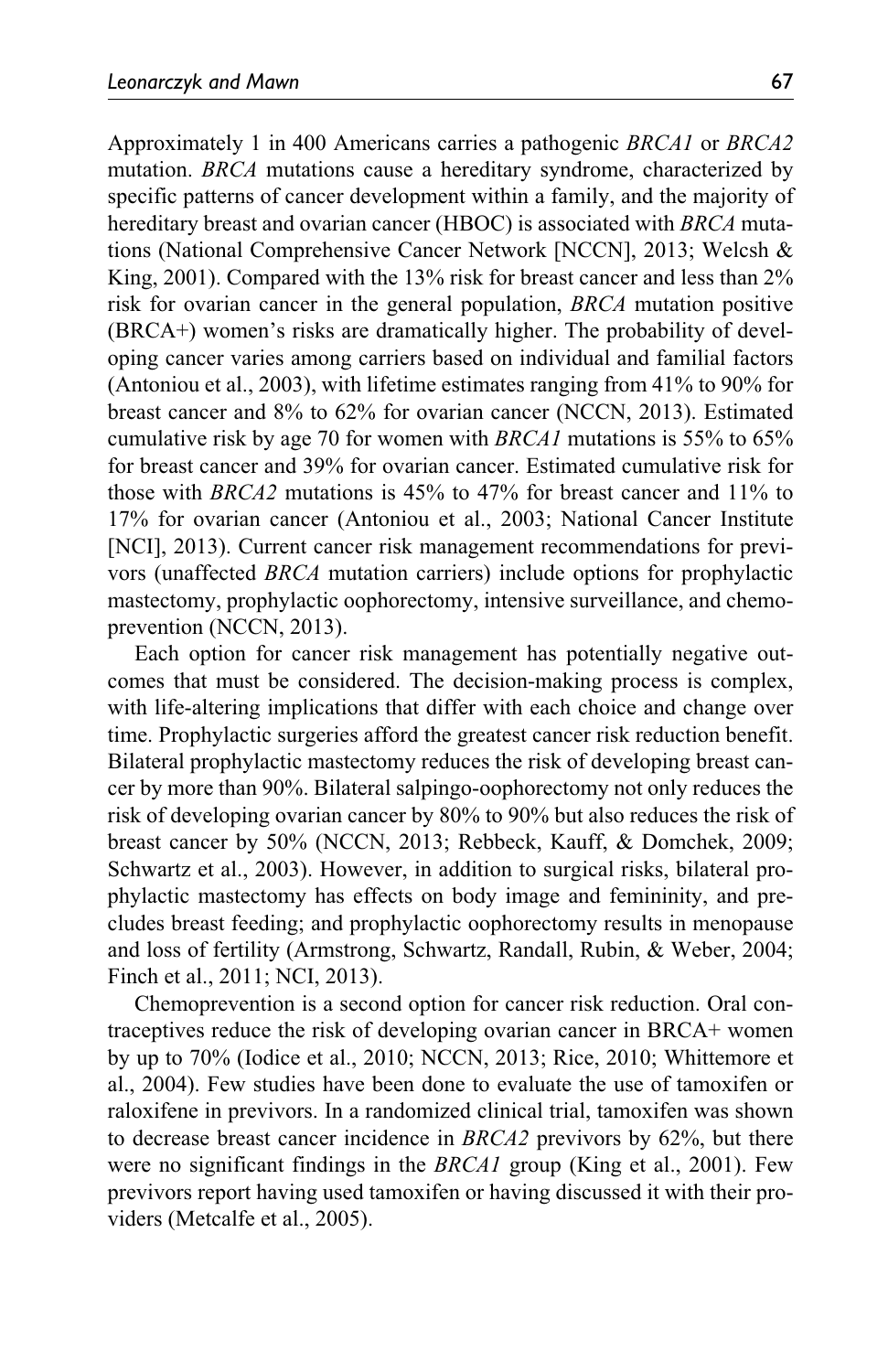Approximately 1 in 400 Americans carries a pathogenic *BRCA1* or *BRCA2* mutation. *BRCA* mutations cause a hereditary syndrome, characterized by specific patterns of cancer development within a family, and the majority of hereditary breast and ovarian cancer (HBOC) is associated with *BRCA* mutations (National Comprehensive Cancer Network [NCCN], 2013; Welcsh & King, 2001). Compared with the 13% risk for breast cancer and less than 2% risk for ovarian cancer in the general population, *BRCA* mutation positive (BRCA+) women's risks are dramatically higher. The probability of developing cancer varies among carriers based on individual and familial factors (Antoniou et al., 2003), with lifetime estimates ranging from 41% to 90% for breast cancer and 8% to 62% for ovarian cancer (NCCN, 2013). Estimated cumulative risk by age 70 for women with *BRCA1* mutations is 55% to 65% for breast cancer and 39% for ovarian cancer. Estimated cumulative risk for those with *BRCA2* mutations is 45% to 47% for breast cancer and 11% to 17% for ovarian cancer (Antoniou et al., 2003; National Cancer Institute [NCI], 2013). Current cancer risk management recommendations for previvors (unaffected *BRCA* mutation carriers) include options for prophylactic mastectomy, prophylactic oophorectomy, intensive surveillance, and chemoprevention (NCCN, 2013).

Each option for cancer risk management has potentially negative outcomes that must be considered. The decision-making process is complex, with life-altering implications that differ with each choice and change over time. Prophylactic surgeries afford the greatest cancer risk reduction benefit. Bilateral prophylactic mastectomy reduces the risk of developing breast cancer by more than 90%. Bilateral salpingo-oophorectomy not only reduces the risk of developing ovarian cancer by 80% to 90% but also reduces the risk of breast cancer by 50% (NCCN, 2013; Rebbeck, Kauff, & Domchek, 2009; Schwartz et al., 2003). However, in addition to surgical risks, bilateral prophylactic mastectomy has effects on body image and femininity, and precludes breast feeding; and prophylactic oophorectomy results in menopause and loss of fertility (Armstrong, Schwartz, Randall, Rubin, & Weber, 2004; Finch et al., 2011; NCI, 2013).

Chemoprevention is a second option for cancer risk reduction. Oral contraceptives reduce the risk of developing ovarian cancer in BRCA+ women by up to 70% (Iodice et al., 2010; NCCN, 2013; Rice, 2010; Whittemore et al., 2004). Few studies have been done to evaluate the use of tamoxifen or raloxifene in previvors. In a randomized clinical trial, tamoxifen was shown to decrease breast cancer incidence in *BRCA2* previvors by 62%, but there were no significant findings in the *BRCA1* group (King et al., 2001). Few previvors report having used tamoxifen or having discussed it with their providers (Metcalfe et al., 2005).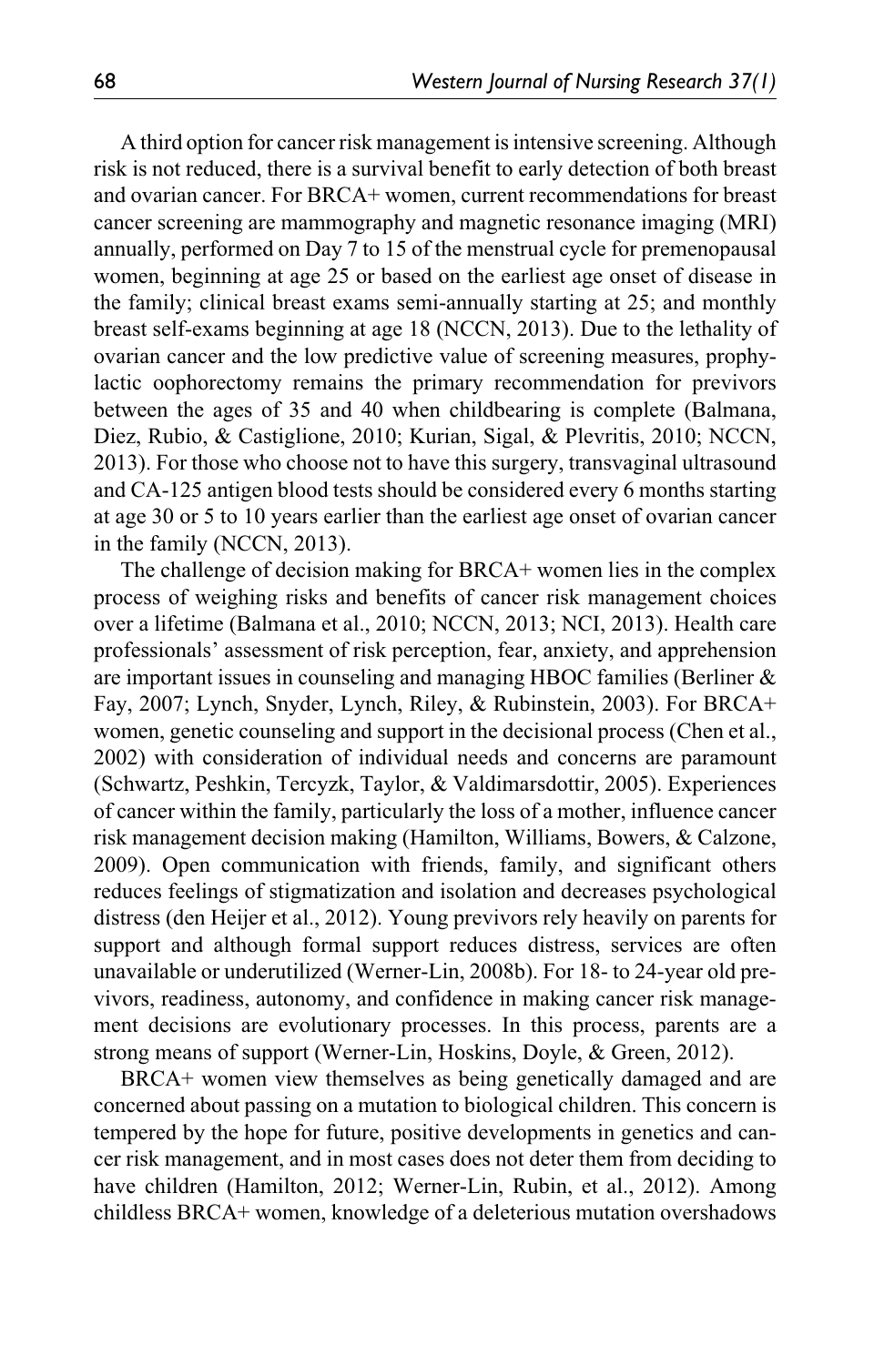A third option for cancer risk management is intensive screening. Although risk is not reduced, there is a survival benefit to early detection of both breast and ovarian cancer. For BRCA+ women, current recommendations for breast cancer screening are mammography and magnetic resonance imaging (MRI) annually, performed on Day 7 to 15 of the menstrual cycle for premenopausal women, beginning at age 25 or based on the earliest age onset of disease in the family; clinical breast exams semi-annually starting at 25; and monthly breast self-exams beginning at age 18 (NCCN, 2013). Due to the lethality of ovarian cancer and the low predictive value of screening measures, prophylactic oophorectomy remains the primary recommendation for previvors between the ages of 35 and 40 when childbearing is complete (Balmana, Diez, Rubio, & Castiglione, 2010; Kurian, Sigal, & Plevritis, 2010; NCCN, 2013). For those who choose not to have this surgery, transvaginal ultrasound and CA-125 antigen blood tests should be considered every 6 months starting at age 30 or 5 to 10 years earlier than the earliest age onset of ovarian cancer in the family (NCCN, 2013).

The challenge of decision making for BRCA+ women lies in the complex process of weighing risks and benefits of cancer risk management choices over a lifetime (Balmana et al., 2010; NCCN, 2013; NCI, 2013). Health care professionals' assessment of risk perception, fear, anxiety, and apprehension are important issues in counseling and managing HBOC families (Berliner & Fay, 2007; Lynch, Snyder, Lynch, Riley, & Rubinstein, 2003). For BRCA+ women, genetic counseling and support in the decisional process (Chen et al., 2002) with consideration of individual needs and concerns are paramount (Schwartz, Peshkin, Tercyzk, Taylor, & Valdimarsdottir, 2005). Experiences of cancer within the family, particularly the loss of a mother, influence cancer risk management decision making (Hamilton, Williams, Bowers, & Calzone, 2009). Open communication with friends, family, and significant others reduces feelings of stigmatization and isolation and decreases psychological distress (den Heijer et al., 2012). Young previvors rely heavily on parents for support and although formal support reduces distress, services are often unavailable or underutilized (Werner-Lin, 2008b). For 18- to 24-year old previvors, readiness, autonomy, and confidence in making cancer risk management decisions are evolutionary processes. In this process, parents are a strong means of support (Werner-Lin, Hoskins, Doyle, & Green, 2012).

BRCA+ women view themselves as being genetically damaged and are concerned about passing on a mutation to biological children. This concern is tempered by the hope for future, positive developments in genetics and cancer risk management, and in most cases does not deter them from deciding to have children (Hamilton, 2012; Werner-Lin, Rubin, et al., 2012). Among childless BRCA+ women, knowledge of a deleterious mutation overshadows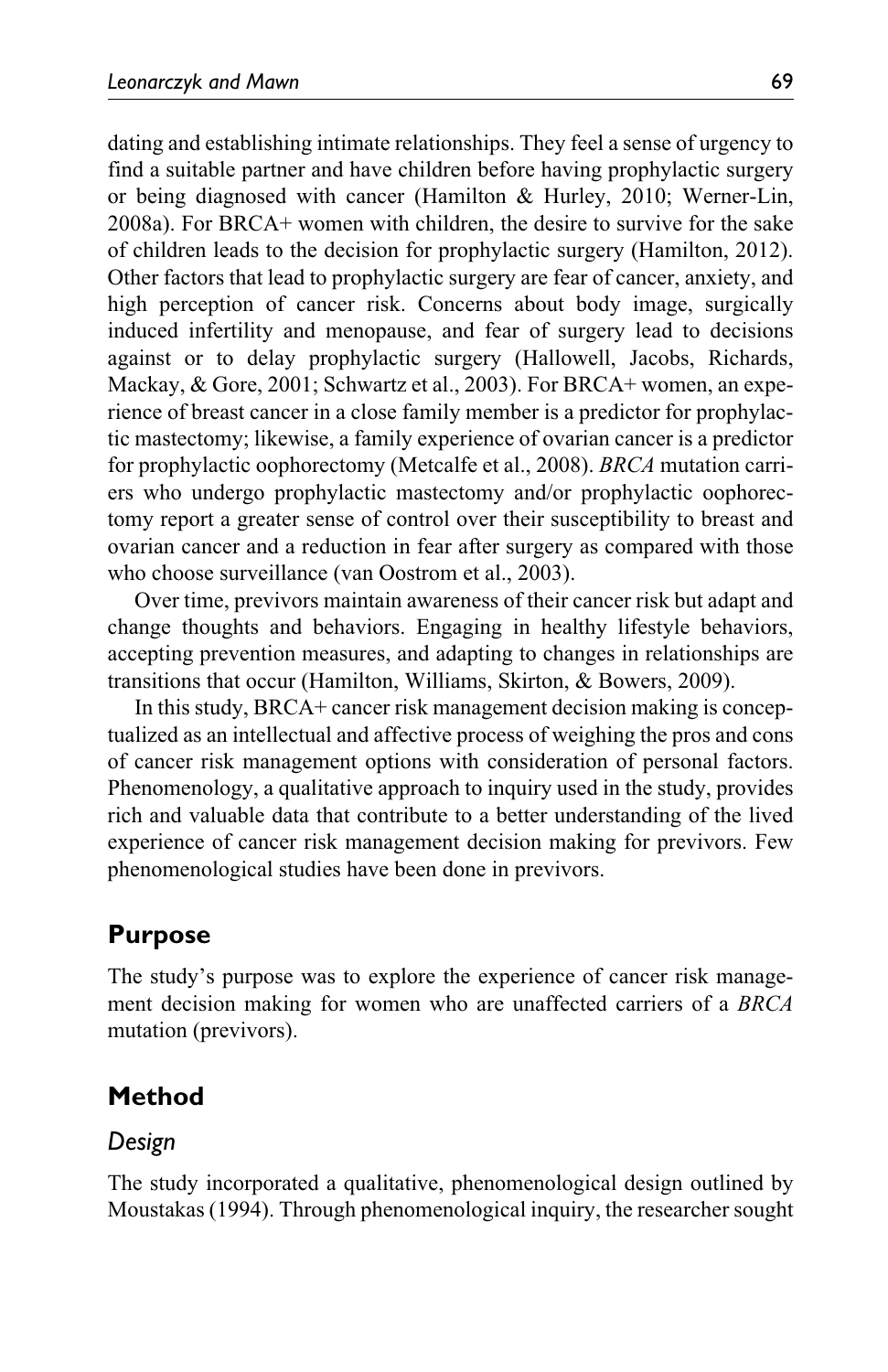dating and establishing intimate relationships. They feel a sense of urgency to find a suitable partner and have children before having prophylactic surgery or being diagnosed with cancer (Hamilton & Hurley, 2010; Werner-Lin, 2008a). For BRCA+ women with children, the desire to survive for the sake of children leads to the decision for prophylactic surgery (Hamilton, 2012). Other factors that lead to prophylactic surgery are fear of cancer, anxiety, and high perception of cancer risk. Concerns about body image, surgically induced infertility and menopause, and fear of surgery lead to decisions against or to delay prophylactic surgery (Hallowell, Jacobs, Richards, Mackay, & Gore, 2001; Schwartz et al., 2003). For BRCA+ women, an experience of breast cancer in a close family member is a predictor for prophylactic mastectomy; likewise, a family experience of ovarian cancer is a predictor for prophylactic oophorectomy (Metcalfe et al., 2008). *BRCA* mutation carriers who undergo prophylactic mastectomy and/or prophylactic oophorectomy report a greater sense of control over their susceptibility to breast and ovarian cancer and a reduction in fear after surgery as compared with those who choose surveillance (van Oostrom et al., 2003).

Over time, previvors maintain awareness of their cancer risk but adapt and change thoughts and behaviors. Engaging in healthy lifestyle behaviors, accepting prevention measures, and adapting to changes in relationships are transitions that occur (Hamilton, Williams, Skirton, & Bowers, 2009).

In this study, BRCA+ cancer risk management decision making is conceptualized as an intellectual and affective process of weighing the pros and cons of cancer risk management options with consideration of personal factors. Phenomenology, a qualitative approach to inquiry used in the study, provides rich and valuable data that contribute to a better understanding of the lived experience of cancer risk management decision making for previvors. Few phenomenological studies have been done in previvors.

## Purpose

The study's purpose was to explore the experience of cancer risk management decision making for women who unaffected carriers of a *BRCA* mutation (previvors).

## Method

### Design

The study incorporated a qualitative, phenomenological design outlined by Moustakas (1994). Through phenomenological inquiry, the researcher sought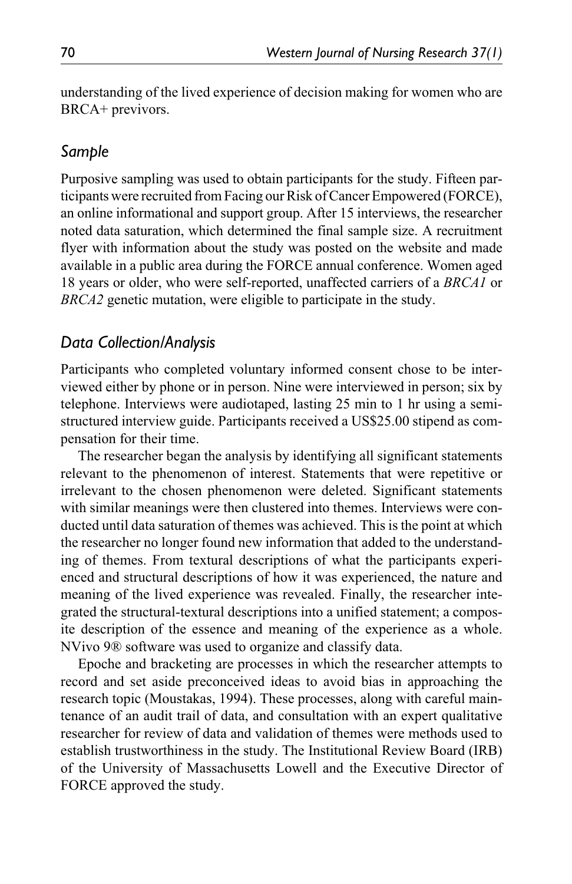understanding of the lived experience of decision making for women who are BRCA+ previvors.

## Sample

Purposive sampling was used to obtain participants for the study. Fifteen participants were recruited from Facing our Risk of Cancer Empowered (FORCE), an online informational and support group. After 15 interviews, the researcher noted data saturation, which determined the final sample size. A recruitment flyer with information about the study was posted on the website and made available in a public area during the FORCE annual conference. Women aged 18 years or older, who were self-reported, unaffected carriers of a *BRCA1* or *BRCA2* genetic mutation, were eligible to participate in the study.

## Data Collection/Analysis

Participants who completed voluntary informed consent chose to be interviewed either by phone or in person. Nine were interviewed in person; six by telephone. Interviews were audiotaped, lasting 25 min to 1 hr using a semi-structured interview guide. Participants received a US$25.00 stipend as compensation for their time.

The researcher began the analysis by identifying all significant statements relevant to the phenomenon of interest. Statements that were repetitive or irrelevant to the chosen phenomenon were deleted. Significant statements with similar meanings were then clustered into themes. Interviews were conducted until data saturation of themes was achieved. This is the point at which the researcher no longer found new information that added to the understanding of themes. From textural descriptions of what the participants experienced and structural descriptions of how it was experienced, the nature and meaning of the lived experience was revealed. Finally, the researcher integrated the structural-textural descriptions into a unified statement; a composite description of the essence and meaning of the experience as a whole. NVivo 9® software was used to organize and classify data.

Epoche and bracketing are processes in which the researcher attempts to record and set aside preconceived ideas to avoid bias in approaching the research topic (Moustakas, 1994). These processes, along with careful maintenance of an audit trail of data, and consultation with an expert qualitative researcher for review of data and validation of themes were methods used to establish trustworthiness in the study. The Institutional Review Board (IRB) of the University of Massachusetts Lowell and the Executive Director of FORCE approved the study.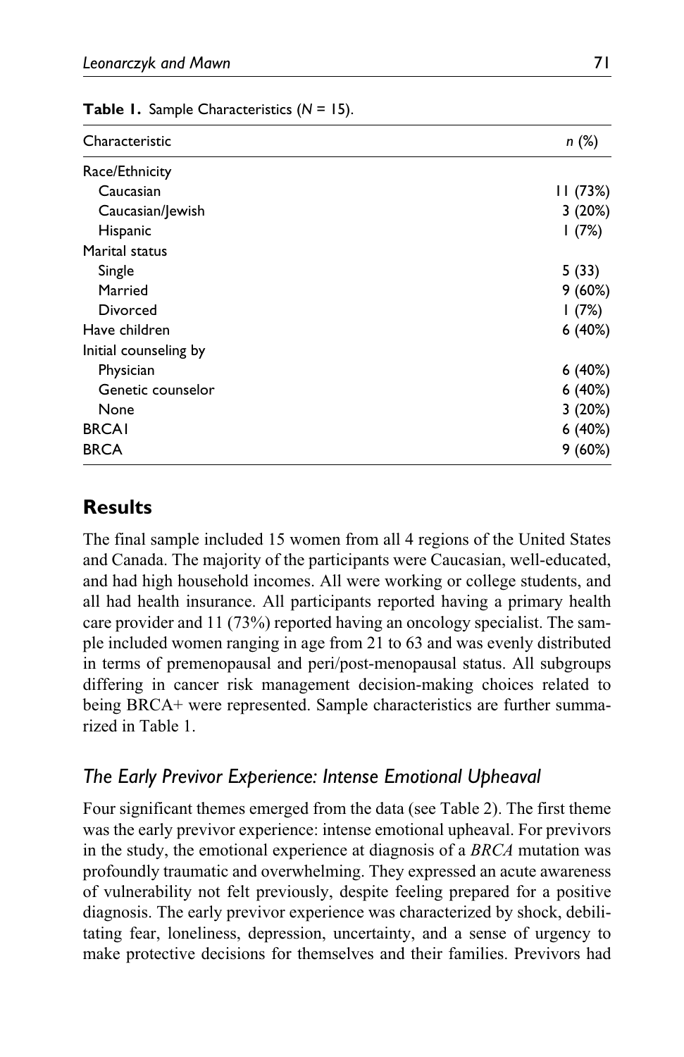**Table 1.** Sample Characteristics (*N* = 15).

| Characteristic | *n* (%) |
|---|---|
| Race/Ethnicity | |
| Caucasian | 11 (73%) |
| Caucasian/Jewish | 3 (20%) |
| Hispanic | 1 (7%) |
| Marital status | |
| Single | 5 (33) |
| Married | 9 (60%) |
| Divorced | 1 (7%) |
| Have children | 6 (40%) |
| Initial counseling by | |
| Physician | 6 (40%) |
| Genetic counselor | 6 (40%) |
| None | 3 (20%) |
| BRCA1 | 6 (40%) |
| BRCA | 9 (60%) |

## Results

The final sample included 15 women from all 4 regions of the United States and Canada. The majority of the participants were Caucasian, well-educated, and had high household incomes. All were working or college students, and all had health insurance. All participants reported having a primary health care provider and 11 (73%) reported having an oncology specialist. The sample included women ranging in age from 21 to 63 and was evenly distributed in terms of premenopausal and peri/post-menopausal status. All subgroups differing in cancer risk management decision-making choices related to being BRCA+ were represented. Sample characteristics are further summarized in Table 1.

### *The Early Previvor Experience: Intense Emotional Upheaval*

Four significant themes emerged from the data (see Table 2). The first theme was the early previvor experience: intense emotional upheaval. For previvors in the study, the emotional experience at diagnosis of a *BRCA* mutation was profoundly traumatic and overwhelming. They expressed an acute awareness of vulnerability not felt previously, despite feeling prepared for a positive diagnosis. The early previvor experience was characterized by shock, debilitating fear, loneliness, depression, uncertainty, and a sense of urgency to make protective decisions for themselves and their families. Previvors had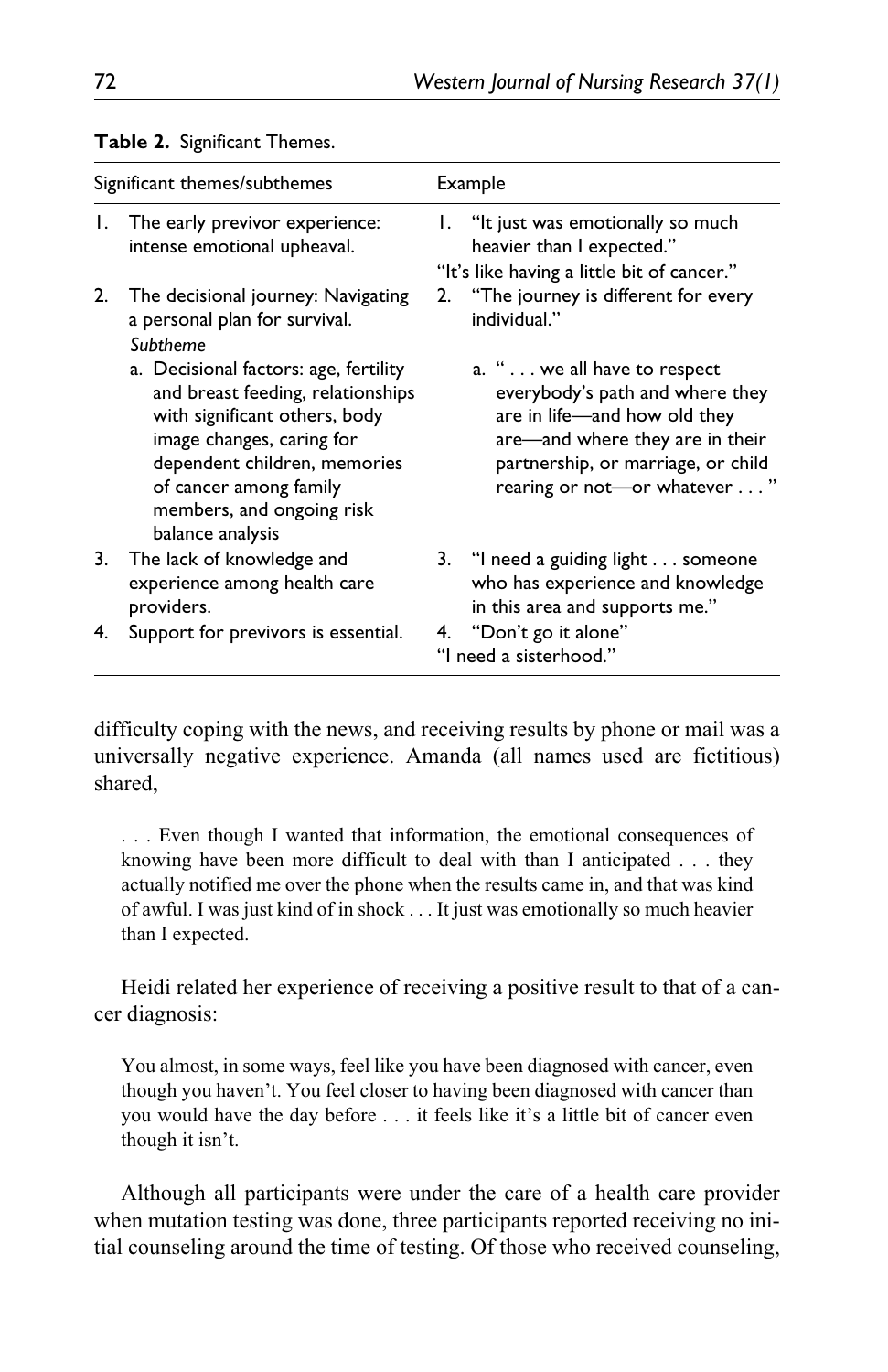**Table 2.** Significant Themes.

| Significant themes/subthemes | Example |
| --- | --- |
| 1. The early previvor experience: intense emotional upheaval. | 1. "It just was emotionally so much heavier than I expected." "It's like having a little bit of cancer." |
| 2. The decisional journey: Navigating a personal plan for survival. *Subtheme* | 2. "The journey is different for every individual." |
| a. Decisional factors: age, fertility and breast feeding, relationships with significant others, body image changes, caring for dependent children, memories of cancer among family members, and ongoing risk balance analysis | a. " . . . we all have to respect everybody's path and where they are in life—and how old they are—and where they are in their partnership, or marriage, or child rearing or not—or whatever . . . " |
| 3. The lack of knowledge and experience among health care providers. | 3. "I need a guiding light . . . someone who has experience and knowledge in this area and supports me." |
| 4. Support for previvors is essential. | 4. "Don't go it alone" "I need a sisterhood." |

difficulty coping with the news, and receiving results by phone or mail was a universally negative experience. Amanda (all names used are fictitious) shared,

> . . . Even though I wanted that information, the emotional consequences of knowing have been more difficult to deal with than I anticipated . . . they actually notified me over the phone when the results came in, and that was kind of awful. I was just kind of in shock . . . It just was emotionally so much heavier than I expected.

Heidi related her experience of receiving a positive result to that of a cancer diagnosis:

> You almost, in some ways, feel like you have been diagnosed with cancer, even though you haven't. You feel closer to having been diagnosed with cancer than you would have the day before . . . it feels like it's a little bit of cancer even though it isn't.

Although all participants were under the care of a health care provider when mutation testing was done, three participants reported receiving no initial counseling around the time of testing. Of those who received counseling,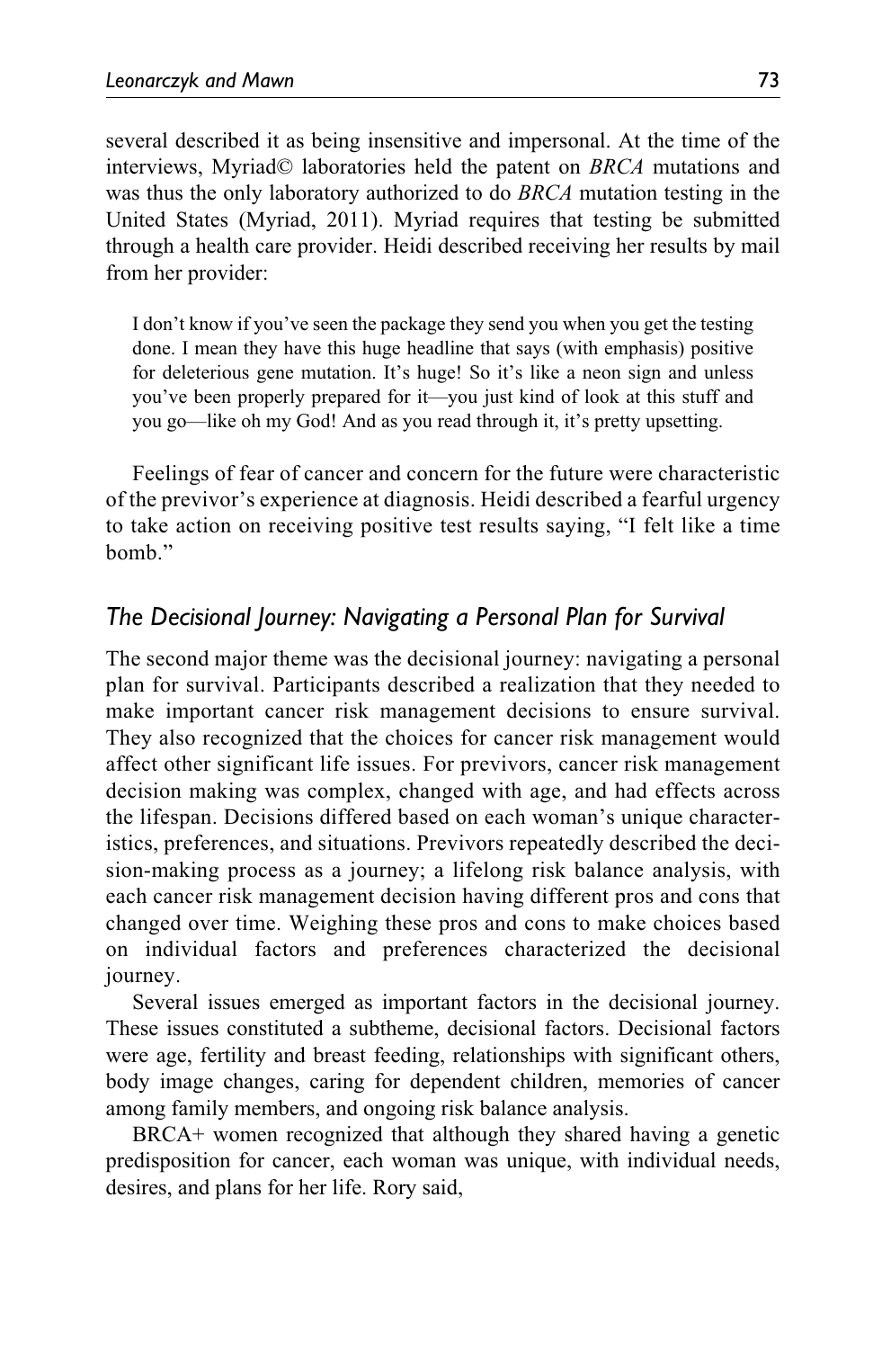several described it as being insensitive and impersonal. At the time of the interviews, Myriad© laboratories held the patent on *BRCA* mutations and was thus the only laboratory authorized to do *BRCA* mutation testing in the United States (Myriad, 2011). Myriad requires that testing be submitted through a health care provider. Heidi described receiving her results by mail from her provider:

> I don't know if you've seen the package they send you when you get the testing done. I mean they have this huge headline that says (with emphasis) positive for deleterious gene mutation. It's huge! So it's like a neon sign and unless you've been properly prepared for it—you just kind of look at this stuff and you go—like oh my God! And as you read through it, it's pretty upsetting.

Feelings of fear of cancer and concern for the future were characteristic of the previvor's experience at diagnosis. Heidi described a fearful urgency to take action on receiving positive test results saying, "I felt like a time bomb."

## *The Decisional Journey: Navigating a Personal Plan for Survival*

The second major theme was the decisional journey: navigating a personal plan for survival. Participants described a realization that they needed to make important cancer risk management decisions to ensure survival. They also recognized that the choices for cancer risk management would affect other significant life issues. For previvors, cancer risk management decision making was complex, changed with age, and had effects across the lifespan. Decisions differed based on each woman's unique characteristics, preferences, and situations. Previvors repeatedly described the decision-making process as a journey; a lifelong risk balance analysis, with each cancer risk management decision having different pros and cons that changed over time. Weighing these pros and cons to make choices based on individual factors and preferences characterized the decisional journey.

Several issues emerged as important factors in the decisional journey. These issues constituted a subtheme, decisional factors. Decisional factors were age, fertility and breast feeding, relationships with significant others, body image changes, caring for dependent children, memories of cancer among family members, and ongoing risk balance analysis.

BRCA+ women recognized that although they shared having a genetic predisposition for cancer, each woman was unique, with individual needs, desires, and plans for her life. Rory said,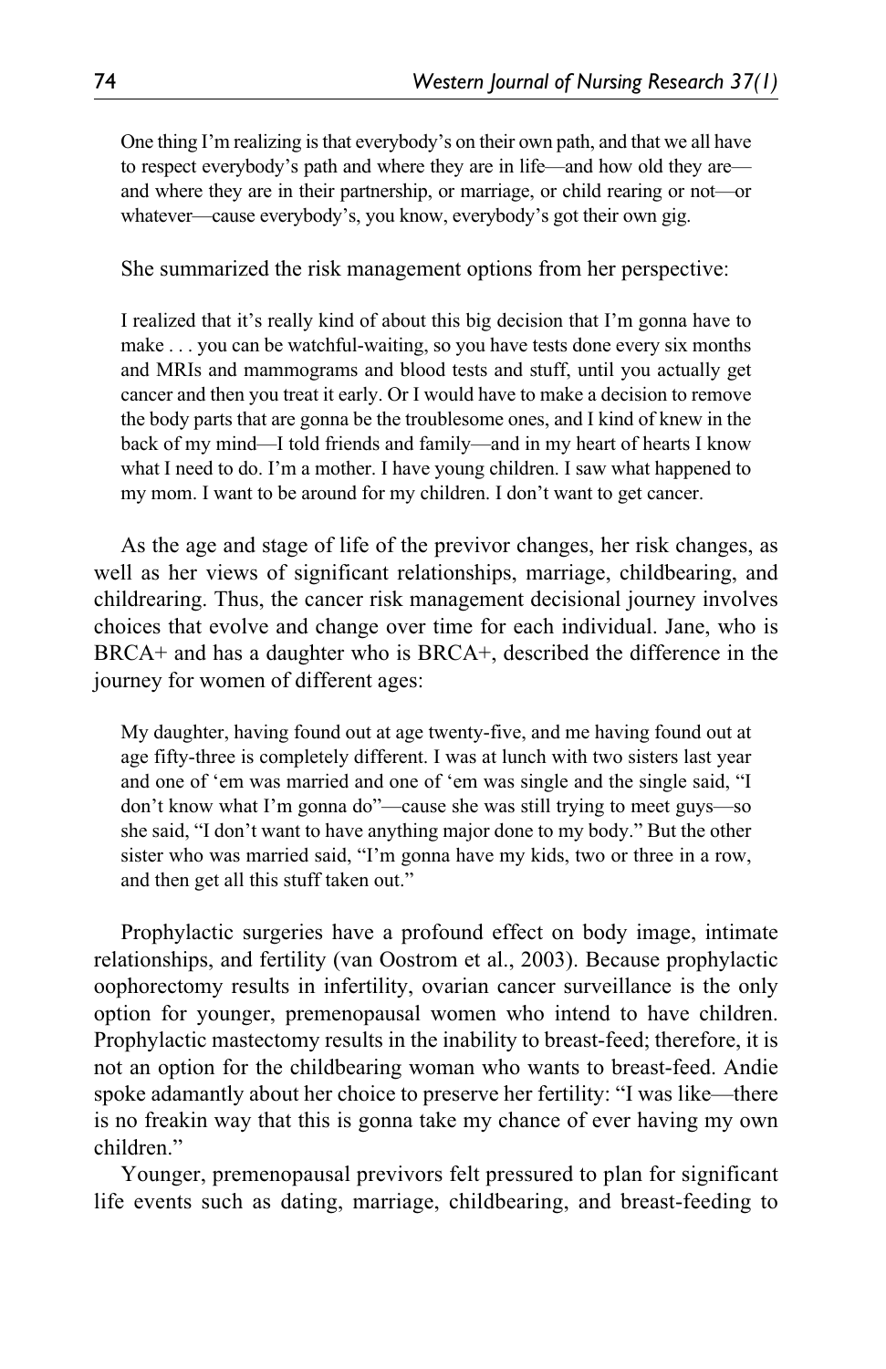> One thing I'm realizing is that everybody's on their own path, and that we all have to respect everybody's path and where they are in life—and how old they are—and where they are in their partnership, or marriage, or child rearing or not—or whatever—cause everybody's, you know, everybody's got their own gig.

She summarized the risk management options from her perspective:

> I realized that it's really kind of about this big decision that I'm gonna have to make . . . you can be watchful-waiting, so you have tests done every six months and MRIs and mammograms and blood tests and stuff, until you actually get cancer and then you treat it early. Or I would have to make a decision to remove the body parts that are gonna be the troublesome ones, and I kind of knew in the back of my mind—I told friends and family—and in my heart of hearts I know what I need to do. I'm a mother. I have young children. I saw what happened to my mom. I want to be around for my children. I don't want to get cancer.

As the age and stage of life of the previvor changes, her risk changes, as well as her views of significant relationships, marriage, childbearing, and childrearing. Thus, the cancer risk management decisional journey involves choices that evolve and change over time for each individual. Jane, who is BRCA+ and has a daughter who is BRCA+, described the difference in the journey for women of different ages:

> My daughter, having found out at age twenty-five, and me having found out at age fifty-three is completely different. I was at lunch with two sisters last year and one of 'em was married and one of 'em was single and the single said, "I don't know what I'm gonna do"—cause she was still trying to meet guys—so she said, "I don't want to have anything major done to my body." But the other sister who was married said, "I'm gonna have my kids, two or three in a row, and then get all this stuff taken out."

Prophylactic surgeries have a profound effect on body image, intimate relationships, and fertility (van Oostrom et al., 2003). Because prophylactic oophorectomy results in infertility, ovarian cancer surveillance is the only option for younger, premenopausal women who intend to have children. Prophylactic mastectomy results in the inability to breast-feed; therefore, it is not an option for the childbearing woman who wants to breast-feed. Andie spoke adamantly about her choice to preserve her fertility: "I was like—there is no freakin way that this is gonna take my chance of ever having my own children."

Younger, premenopausal previvors felt pressured to plan for significant life events such as dating, marriage, childbearing, and breast-feeding to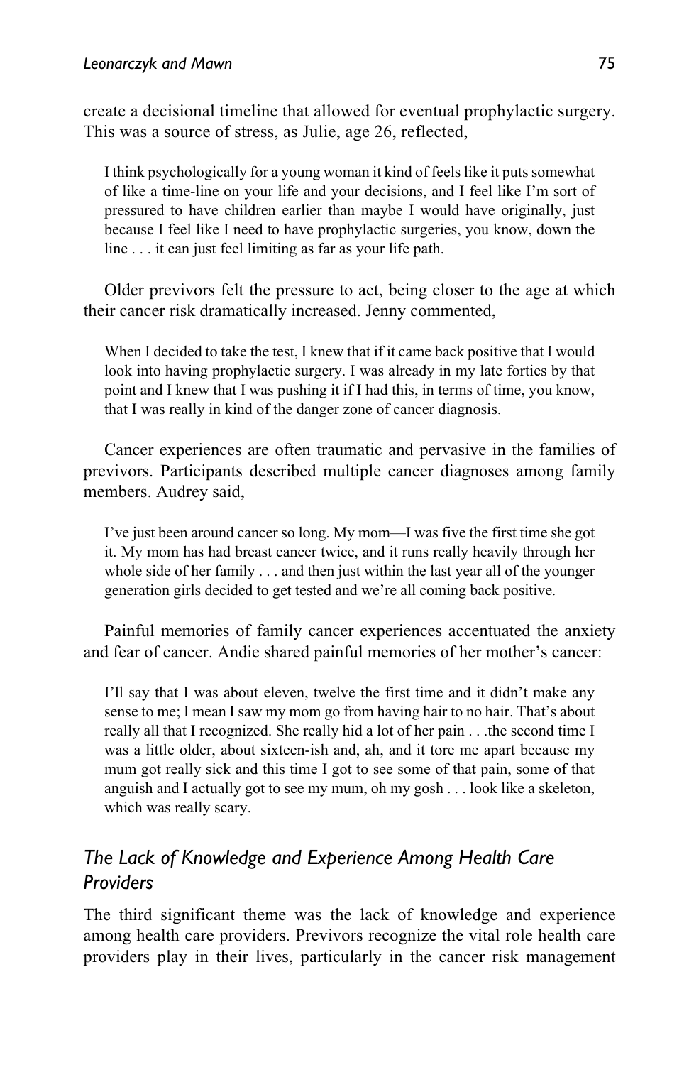create a decisional timeline that allowed for eventual prophylactic surgery. This was a source of stress, as Julie, age 26, reflected,

> I think psychologically for a young woman it kind of feels like it puts somewhat of like a time-line on your life and your decisions, and I feel like I'm sort of pressured to have children earlier than maybe I would have originally, just because I feel like I need to have prophylactic surgeries, you know, down the line . . . it can just feel limiting as far as your life path.

Older previvors felt the pressure to act, being closer to the age at which their cancer risk dramatically increased. Jenny commented,

> When I decided to take the test, I knew that if it came back positive that I would look into having prophylactic surgery. I was already in my late forties by that point and I knew that I was pushing it if I had this, in terms of time, you know, that I was really in kind of the danger zone of cancer diagnosis.

Cancer experiences are often traumatic and pervasive in the families of previvors. Participants described multiple cancer diagnoses among family members. Audrey said,

> I've just been around cancer so long. My mom—I was five the first time she got it. My mom has had breast cancer twice, and it runs really heavily through her whole side of her family . . . and then just within the last year all of the younger generation girls decided to get tested and we're all coming back positive.

Painful memories of family cancer experiences accentuated the anxiety and fear of cancer. Andie shared painful memories of her mother's cancer:

> I'll say that I was about eleven, twelve the first time and it didn't make any sense to me; I mean I saw my mom go from having hair to no hair. That's about really all that I recognized. She really hid a lot of her pain . . .the second time I was a little older, about sixteen-ish and, ah, and it tore me apart because my mum got really sick and this time I got to see some of that pain, some of that anguish and I actually got to see my mum, oh my gosh . . . look like a skeleton, which was really scary.

### *The Lack of Knowledge and Experience Among Health Care Providers*

The third significant theme was the lack of knowledge and experience among health care providers. Previvors recognize the vital role health care providers play in their lives, particularly in the cancer risk management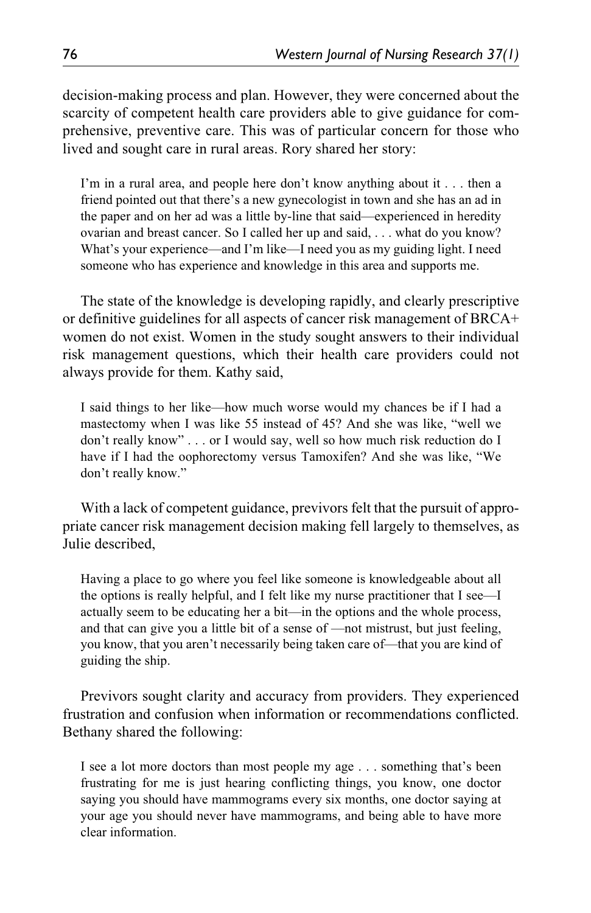decision-making process and plan. However, they were concerned about the scarcity of competent health care providers able to give guidance for comprehensive, preventive care. This was of particular concern for those who lived and sought care in rural areas. Rory shared her story:

> I'm in a rural area, and people here don't know anything about it . . . then a friend pointed out that there's a new gynecologist in town and she has an ad in the paper and on her ad was a little by-line that said—experienced in heredity ovarian and breast cancer. So I called her up and said, . . . what do you know? What's your experience—and I'm like—I need you as my guiding light. I need someone who has experience and knowledge in this area and supports me.

The state of the knowledge is developing rapidly, and clearly prescriptive or definitive guidelines for all aspects of cancer risk management of BRCA+ women do not exist. Women in the study sought answers to their individual risk management questions, which their health care providers could not always provide for them. Kathy said,

> I said things to her like—how much worse would my chances be if I had a mastectomy when I was like 55 instead of 45? And she was like, "well we don't really know" . . . or I would say, well so how much risk reduction do I have if I had the oophorectomy versus Tamoxifen? And she was like, "We don't really know."

With a lack of competent guidance, previvors felt that the pursuit of appropriate cancer risk management decision making fell largely to themselves, as Julie described,

> Having a place to go where you feel like someone is knowledgeable about all the options is really helpful, and I felt like my nurse practitioner that I see—I actually seem to be educating her a bit—in the options and the whole process, and that can give you a little bit of a sense of —not mistrust, but just feeling, you know, that you aren't necessarily being taken care of—that you are kind of guiding the ship.

Previvors sought clarity and accuracy from providers. They experienced frustration and confusion when information or recommendations conflicted. Bethany shared the following:

> I see a lot more doctors than most people my age . . . something that's been frustrating for me is just hearing conflicting things, you know, one doctor saying you should have mammograms every six months, one doctor saying at your age you should never have mammograms, and being able to have more clear information.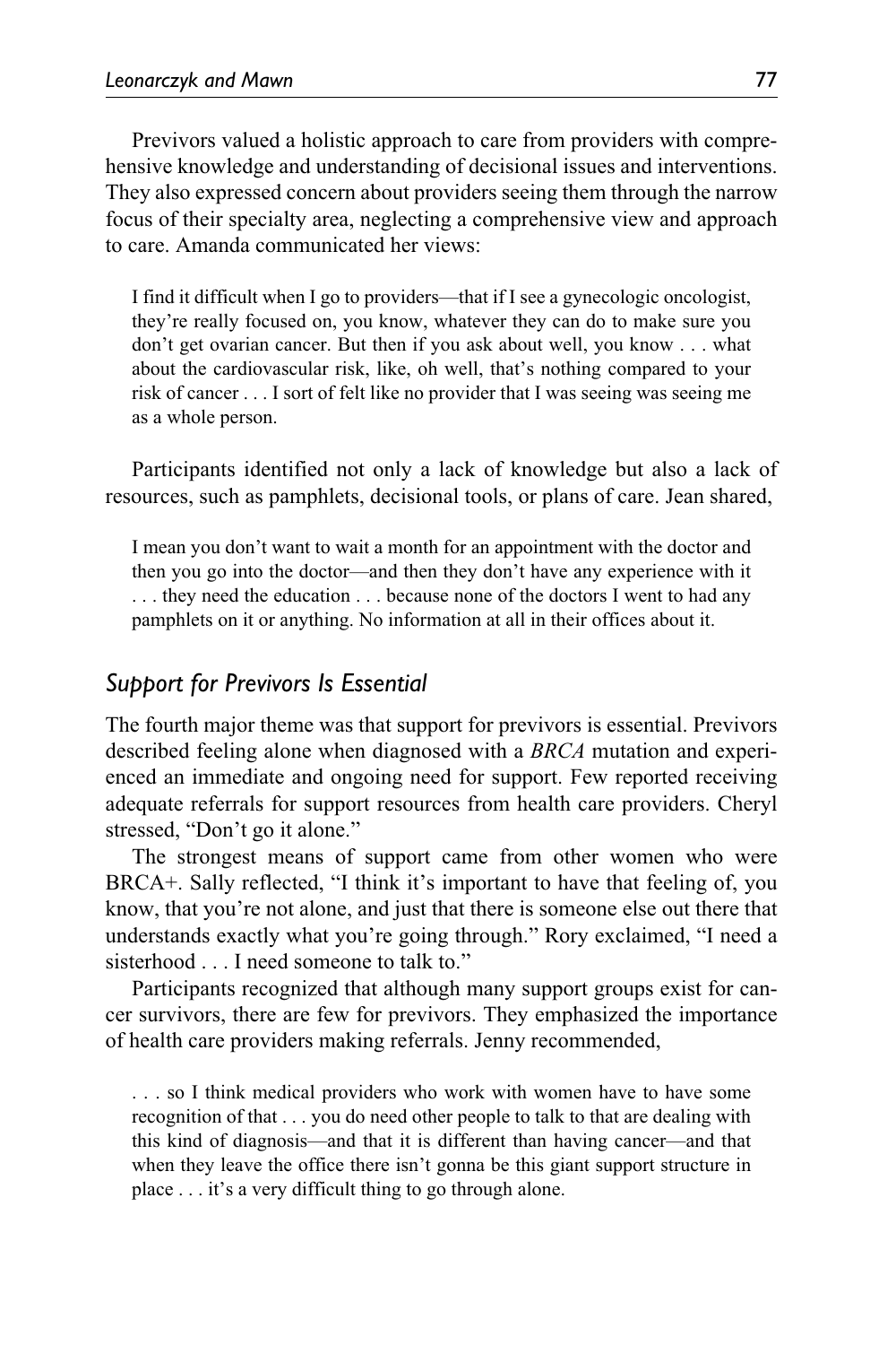Previvors valued a holistic approach to care from providers with comprehensive knowledge and understanding of decisional issues and interventions. They also expressed concern about providers seeing them through the narrow focus of their specialty area, neglecting a comprehensive view and approach to care. Amanda communicated her views:

> I find it difficult when I go to providers—that if I see a gynecologic oncologist, they're really focused on, you know, whatever they can do to make sure you don't get ovarian cancer. But then if you ask about well, you know . . . what about the cardiovascular risk, like, oh well, that's nothing compared to your risk of cancer . . . I sort of felt like no provider that I was seeing was seeing me as a whole person.

Participants identified not only a lack of knowledge but also a lack of resources, such as pamphlets, decisional tools, or plans of care. Jean shared,

> I mean you don't want to wait a month for an appointment with the doctor and then you go into the doctor—and then they don't have any experience with it . . . they need the education . . . because none of the doctors I went to had any pamphlets on it or anything. No information at all in their offices about it.

### *Support for Previvors Is Essential*

The fourth major theme was that support for previvors is essential. Previvors described feeling alone when diagnosed with a *BRCA* mutation and experienced an immediate and ongoing need for support. Few reported receiving adequate referrals for support resources from health care providers. Cheryl stressed, "Don't go it alone."

The strongest means of support came from other women who were BRCA+. Sally reflected, "I think it's important to have that feeling of, you know, that you're not alone, and just that there is someone else out there that understands exactly what you're going through." Rory exclaimed, "I need a sisterhood . . . I need someone to talk to."

Participants recognized that although many support groups exist for cancer survivors, there are few for previvors. They emphasized the importance of health care providers making referrals. Jenny recommended,

> . . . so I think medical providers who work with women have to have some recognition of that . . . you do need other people to talk to that are dealing with this kind of diagnosis—and that it is different than having cancer—and that when they leave the office there isn't gonna be this giant support structure in place . . . it's a very difficult thing to go through alone.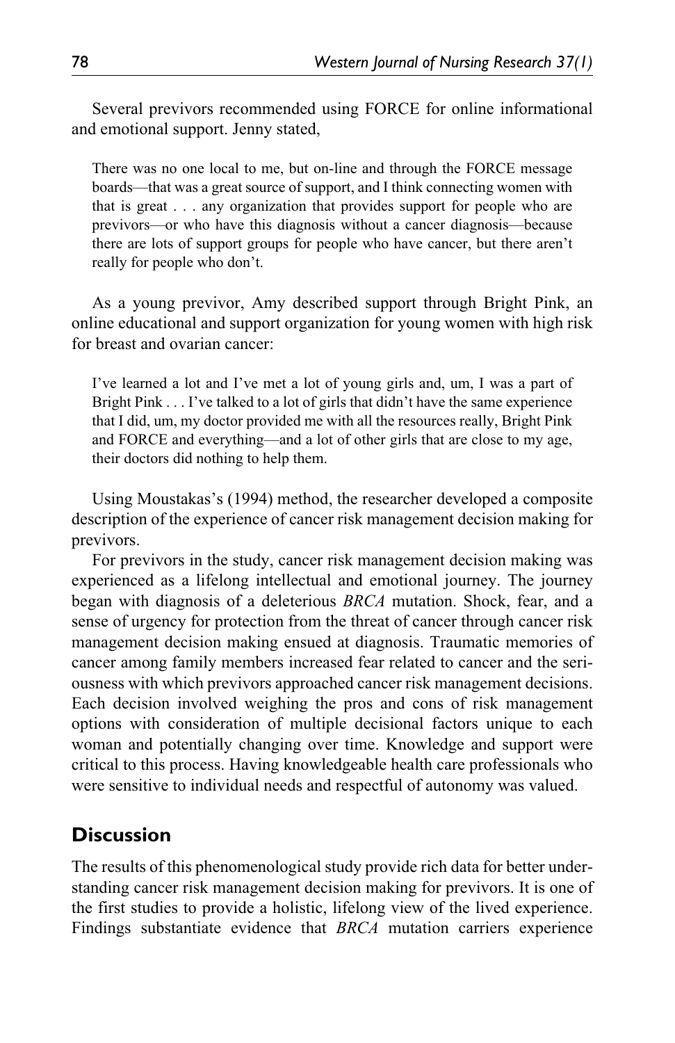Several previvors recommended using FORCE for online informational and emotional support. Jenny stated,

> There was no one local to me, but on-line and through the FORCE message boards—that was a great source of support, and I think connecting women with that is great . . . any organization that provides support for people who are previvors—or who have this diagnosis without a cancer diagnosis—because there are lots of support groups for people who have cancer, but there aren't really for people who don't.

As a young previvor, Amy described support through Bright Pink, an online educational and support organization for young women with high risk for breast and ovarian cancer:

> I've learned a lot and I've met a lot of young girls and, um, I was a part of Bright Pink . . . I've talked to a lot of girls that didn't have the same experience that I did, um, my doctor provided me with all the resources really, Bright Pink and FORCE and everything—and a lot of other girls that are close to my age, their doctors did nothing to help them.

Using Moustakas's (1994) method, the researcher developed a composite description of the experience of cancer risk management decision making for previvors.

For previvors in the study, cancer risk management decision making was experienced as a lifelong intellectual and emotional journey. The journey began with diagnosis of a deleterious *BRCA* mutation. Shock, fear, and a sense of urgency for protection from the threat of cancer through cancer risk management decision making ensued at diagnosis. Traumatic memories of cancer among family members increased fear related to cancer and the seriousness with which previvors approached cancer risk management decisions. Each decision involved weighing the pros and cons of risk management options with consideration of multiple decisional factors unique to each woman and potentially changing over time. Knowledge and support were critical to this process. Having knowledgeable health care professionals who were sensitive to individual needs and respectful of autonomy was valued.

## Discussion

The results of this phenomenological study provide rich data for better understanding cancer risk management decision making for previvors. It is one of the first studies to provide a holistic, lifelong view of the lived experience. Findings substantiate evidence that *BRCA* mutation carriers experience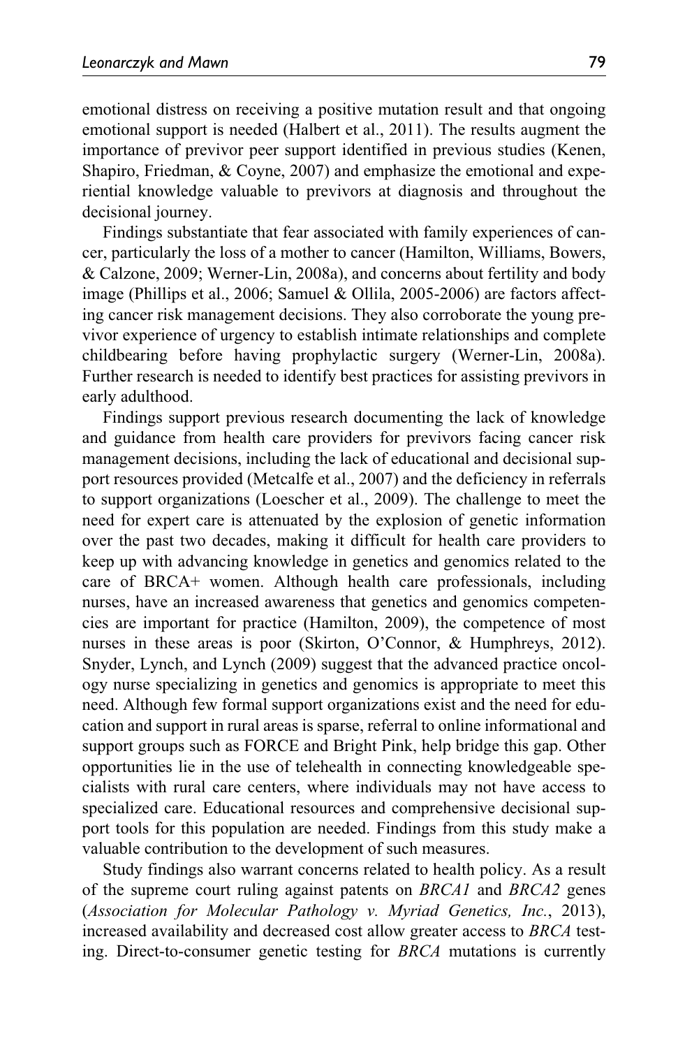emotional distress on receiving a positive mutation result and that ongoing emotional support is needed (Halbert et al., 2011). The results augment the importance of previvor peer support identified in previous studies (Kenen, Shapiro, Friedman, & Coyne, 2007) and emphasize the emotional and experiential knowledge valuable to previvors at diagnosis and throughout the decisional journey.

Findings substantiate that fear associated with family experiences of cancer, particularly the loss of a mother to cancer (Hamilton, Williams, Bowers, & Calzone, 2009; Werner-Lin, 2008a), and concerns about fertility and body image (Phillips et al., 2006; Samuel & Ollila, 2005-2006) are factors affecting cancer risk management decisions. They also corroborate the young previvor experience of urgency to establish intimate relationships and complete childbearing before having prophylactic surgery (Werner-Lin, 2008a). Further research is needed to identify best practices for assisting previvors in early adulthood.

Findings support previous research documenting the lack of knowledge and guidance from health care providers for previvors facing cancer risk management decisions, including the lack of educational and decisional support resources provided (Metcalfe et al., 2007) and the deficiency in referrals to support organizations (Loescher et al., 2009). The challenge to meet the need for expert care is attenuated by the explosion of genetic information over the past two decades, making it difficult for health care providers to keep up with advancing knowledge in genetics and genomics related to the care of BRCA+ women. Although health care professionals, including nurses, have an increased awareness that genetics and genomics competencies are important for practice (Hamilton, 2009), the competence of most nurses in these areas is poor (Skirton, O'Connor, & Humphreys, 2012). Snyder, Lynch, and Lynch (2009) suggest that the advanced practice oncology nurse specializing in genetics and genomics is appropriate to meet this need. Although few formal support organizations exist and the need for education and support in rural areas is sparse, referral to online informational and support groups such as FORCE and Bright Pink, help bridge this gap. Other opportunities lie in the use of telehealth in connecting knowledgeable specialists with rural care centers, where individuals may not have access to specialized care. Educational resources and comprehensive decisional support tools for this population are needed. Findings from this study make a valuable contribution to the development of such measures.

Study findings also warrant concerns related to health policy. As a result of the supreme court ruling against patents on *BRCA1* and *BRCA2* genes (*Association for Molecular Pathology v. Myriad Genetics, Inc.*, 2013), increased availability and decreased cost allow greater access to *BRCA* testing. Direct-to-consumer genetic testing for *BRCA* mutations is currently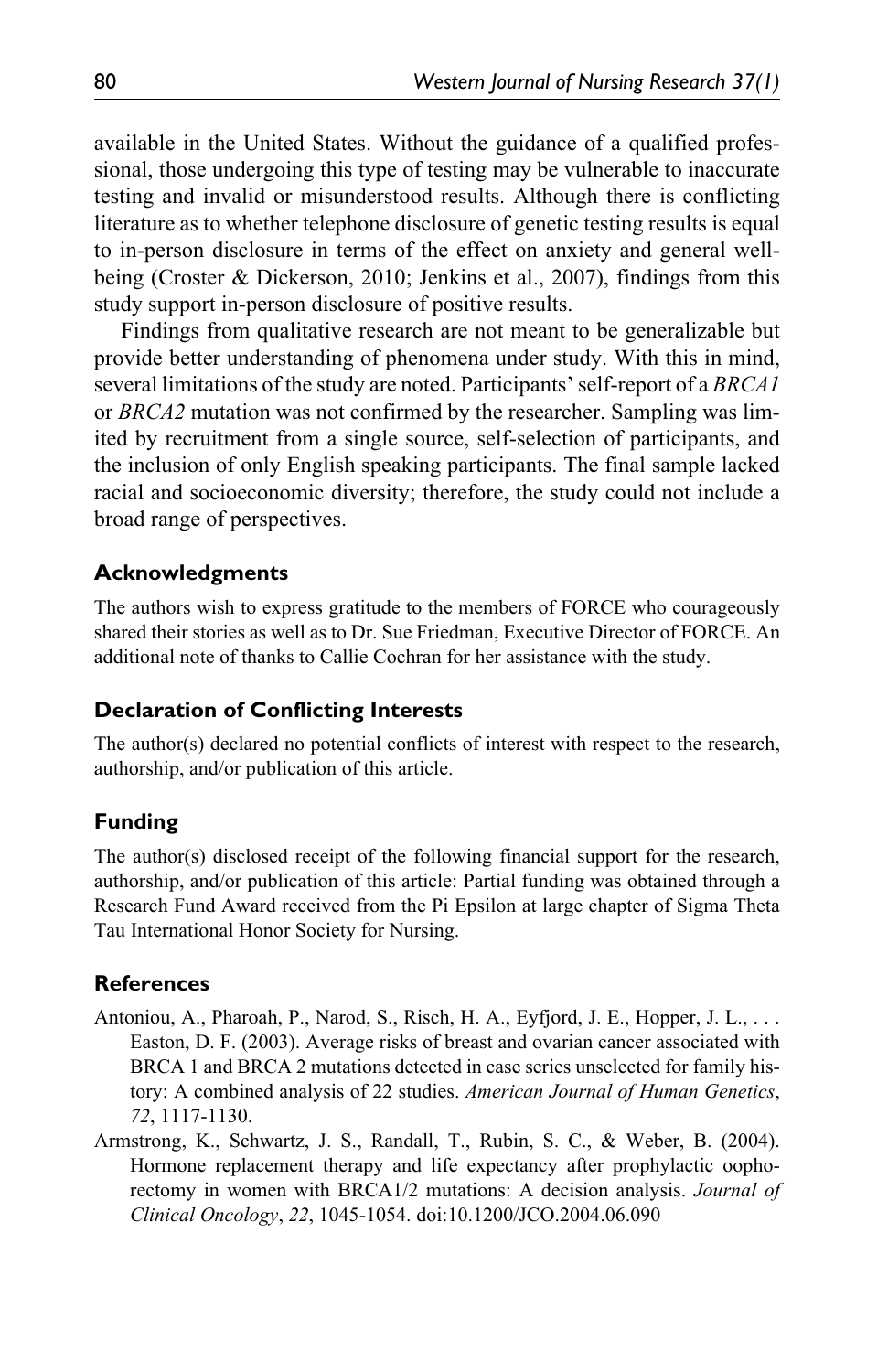available in the United States. Without the guidance of a qualified professional, those undergoing this type of testing may be vulnerable to inaccurate testing and invalid or misunderstood results. Although there is conflicting literature as to whether telephone disclosure of genetic testing results is equal to in-person disclosure in terms of the effect on anxiety and general well-being (Croster & Dickerson, 2010; Jenkins et al., 2007), findings from this study support in-person disclosure of positive results.

Findings from qualitative research are not meant to be generalizable but provide better understanding of phenomena under study. With this in mind, several limitations of the study are noted. Participants' self-report of a *BRCA1* or *BRCA2* mutation was not confirmed by the researcher. Sampling was limited by recruitment from a single source, self-selection of participants, and the inclusion of only English speaking participants. The final sample lacked racial and socioeconomic diversity; therefore, the study could not include a broad range of perspectives.

## Acknowledgments

The authors wish to express gratitude to the members of FORCE who courageously shared their stories as well as to Dr. Sue Friedman, Executive Director of FORCE. An additional note of thanks to Callie Cochran for her assistance with the study.

## Declaration of Conflicting Interests

The author(s) declared no potential conflicts of interest with respect to the research, authorship, and/or publication of this article.

## Funding

The author(s) disclosed receipt of the following financial support for the research, authorship, and/or publication of this article: Partial funding was obtained through a Research Fund Award received from the Pi Epsilon at large chapter of Sigma Theta Tau International Honor Society for Nursing.

## References

Antoniou, A., Pharoah, P., Narod, S., Risch, H. A., Eyfjord, J. E., Hopper, J. L., . . . Easton, D. F. (2003). Average risks of breast and ovarian cancer associated with BRCA 1 and BRCA 2 mutations detected in case series unselected for family history: A combined analysis of 22 studies. *American Journal of Human Genetics*, *72*, 1117-1130.

Armstrong, K., Schwartz, J. S., Randall, T., Rubin, S. C., & Weber, B. (2004). Hormone replacement therapy and life expectancy after prophylactic oophorectomy in women with BRCA1/2 mutations: A decision analysis. *Journal of Clinical Oncology*, *22*, 1045-1054. doi:10.1200/JCO.2004.06.090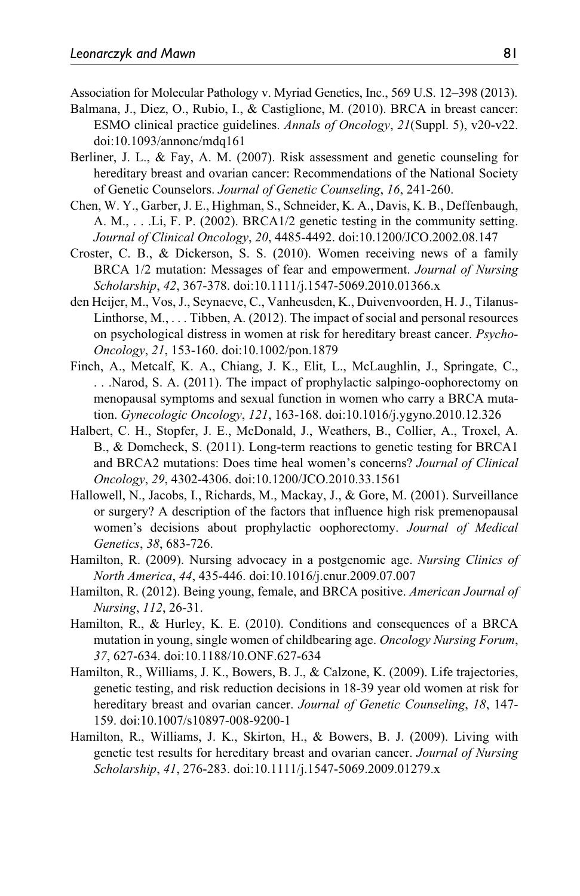Association for Molecular Pathology v. Myriad Genetics, Inc., 569 U.S. 12–398 (2013).

Balmana, J., Diez, O., Rubio, I., & Castiglione, M. (2010). BRCA in breast cancer: ESMO clinical practice guidelines. *Annals of Oncology*, *21*(Suppl. 5), v20-v22. doi:10.1093/annonc/mdq161

Berliner, J. L., & Fay, A. M. (2007). Risk assessment and genetic counseling for hereditary breast and ovarian cancer: Recommendations of the National Society of Genetic Counselors. *Journal of Genetic Counseling*, *16*, 241-260.

Chen, W. Y., Garber, J. E., Highman, S., Schneider, K. A., Davis, K. B., Deffenbaugh, A. M., . . .Li, F. P. (2002). BRCA1/2 genetic testing in the community setting. *Journal of Clinical Oncology*, *20*, 4485-4492. doi:10.1200/JCO.2002.08.147

Croster, C. B., & Dickerson, S. S. (2010). Women receiving news of a family BRCA 1/2 mutation: Messages of fear and empowerment. *Journal of Nursing Scholarship*, *42*, 367-378. doi:10.1111/j.1547-5069.2010.01366.x

den Heijer, M., Vos, J., Seynaeve, C., Vanheusden, K., Duivenvoorden, H. J., Tilanus-Linthorse, M., . . . Tibben, A. (2012). The impact of social and personal resources on psychological distress in women at risk for hereditary breast cancer. *Psycho-Oncology*, *21*, 153-160. doi:10.1002/pon.1879

Finch, A., Metcalf, K. A., Chiang, J. K., Elit, L., McLaughlin, J., Springate, C., . . .Narod, S. A. (2011). The impact of prophylactic salpingo-oophorectomy on menopausal symptoms and sexual function in women who carry a BRCA mutation. *Gynecologic Oncology*, *121*, 163-168. doi:10.1016/j.ygyno.2010.12.326

Halbert, C. H., Stopfer, J. E., McDonald, J., Weathers, B., Collier, A., Troxel, A. B., & Domcheck, S. (2011). Long-term reactions to genetic testing for BRCA1 and BRCA2 mutations: Does time heal women's concerns? *Journal of Clinical Oncology*, *29*, 4302-4306. doi:10.1200/JCO.2010.33.1561

Hallowell, N., Jacobs, I., Richards, M., Mackay, J., & Gore, M. (2001). Surveillance or surgery? A description of the factors that influence high risk premenopausal women's decisions about prophylactic oophorectomy. *Journal of Medical Genetics*, *38*, 683-726.

Hamilton, R. (2009). Nursing advocacy in a postgenomic age. *Nursing Clinics of North America*, *44*, 435-446. doi:10.1016/j.cnur.2009.07.007

Hamilton, R. (2012). Being young, female, and BRCA positive. *American Journal of Nursing*, *112*, 26-31.

Hamilton, R., & Hurley, K. E. (2010). Conditions and consequences of a BRCA mutation in young, single women of childbearing age. *Oncology Nursing Forum*, *37*, 627-634. doi:10.1188/10.ONF.627-634

Hamilton, R., Williams, J. K., Bowers, B. J., & Calzone, K. (2009). Life trajectories, genetic testing, and risk reduction decisions in 18-39 year old women at risk for hereditary breast and ovarian cancer. *Journal of Genetic Counseling*, *18*, 147-159. doi:10.1007/s10897-008-9200-1

Hamilton, R., Williams, J. K., Skirton, H., & Bowers, B. J. (2009). Living with genetic test results for hereditary breast and ovarian cancer. *Journal of Nursing Scholarship*, *41*, 276-283. doi:10.1111/j.1547-5069.2009.01279.x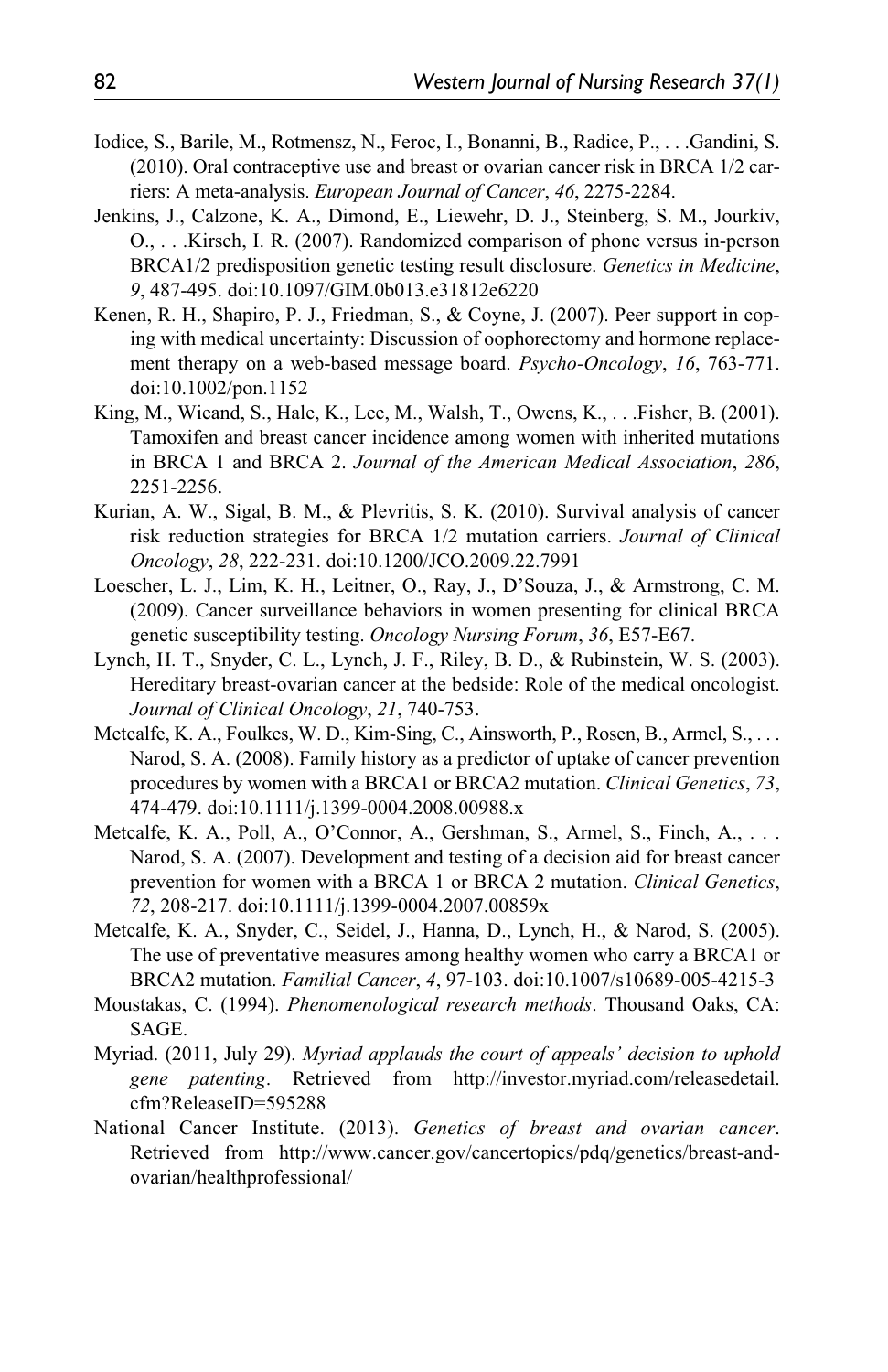Iodice, S., Barile, M., Rotmensz, N., Feroc, I., Bonanni, B., Radice, P., . . .Gandini, S. (2010). Oral contraceptive use and breast or ovarian cancer risk in BRCA 1/2 carriers: A meta-analysis. *European Journal of Cancer*, *46*, 2275-2284.

Jenkins, J., Calzone, K. A., Dimond, E., Liewehr, D. J., Steinberg, S. M., Jourkiv, O., . . .Kirsch, I. R. (2007). Randomized comparison of phone versus in-person BRCA1/2 predisposition genetic testing result disclosure. *Genetics in Medicine*, *9*, 487-495. doi:10.1097/GIM.0b013.e31812e6220

Kenen, R. H., Shapiro, P. J., Friedman, S., & Coyne, J. (2007). Peer support in coping with medical uncertainty: Discussion of oophorectomy and hormone replacement therapy on a web-based message board. *Psycho-Oncology*, *16*, 763-771. doi:10.1002/pon.1152

King, M., Wieand, S., Hale, K., Lee, M., Walsh, T., Owens, K., . . .Fisher, B. (2001). Tamoxifen and breast cancer incidence among women with inherited mutations in BRCA 1 and BRCA 2. *Journal of the American Medical Association*, *286*, 2251-2256.

Kurian, A. W., Sigal, B. M., & Plevritis, S. K. (2010). Survival analysis of cancer risk reduction strategies for BRCA 1/2 mutation carriers. *Journal of Clinical Oncology*, *28*, 222-231. doi:10.1200/JCO.2009.22.7991

Loescher, L. J., Lim, K. H., Leitner, O., Ray, J., D'Souza, J., & Armstrong, C. M. (2009). Cancer surveillance behaviors in women presenting for clinical BRCA genetic susceptibility testing. *Oncology Nursing Forum*, *36*, E57-E67.

Lynch, H. T., Snyder, C. L., Lynch, J. F., Riley, B. D., & Rubinstein, W. S. (2003). Hereditary breast-ovarian cancer at the bedside: Role of the medical oncologist. *Journal of Clinical Oncology*, *21*, 740-753.

Metcalfe, K. A., Foulkes, W. D., Kim-Sing, C., Ainsworth, P., Rosen, B., Armel, S., . . . Narod, S. A. (2008). Family history as a predictor of uptake of cancer prevention procedures by women with a BRCA1 or BRCA2 mutation. *Clinical Genetics*, *73*, 474-479. doi:10.1111/j.1399-0004.2008.00988.x

Metcalfe, K. A., Poll, A., O'Connor, A., Gershman, S., Armel, S., Finch, A., . . . Narod, S. A. (2007). Development and testing of a decision aid for breast cancer prevention for women with a BRCA 1 or BRCA 2 mutation. *Clinical Genetics*, *72*, 208-217. doi:10.1111/j.1399-0004.2007.00859x

Metcalfe, K. A., Snyder, C., Seidel, J., Hanna, D., Lynch, H., & Narod, S. (2005). The use of preventative measures among healthy women who carry a BRCA1 or BRCA2 mutation. *Familial Cancer*, *4*, 97-103. doi:10.1007/s10689-005-4215-3

Moustakas, C. (1994). *Phenomenological research methods*. Thousand Oaks, CA: SAGE.

Myriad. (2011, July 29). *Myriad applauds the court of appeals' decision to uphold gene patenting*. Retrieved from http://investor.myriad.com/releasedetail.cfm?ReleaseID=595288

National Cancer Institute. (2013). *Genetics of breast and ovarian cancer*. Retrieved from http://www.cancer.gov/cancertopics/pdq/genetics/breast-and-ovarian/healthprofessional/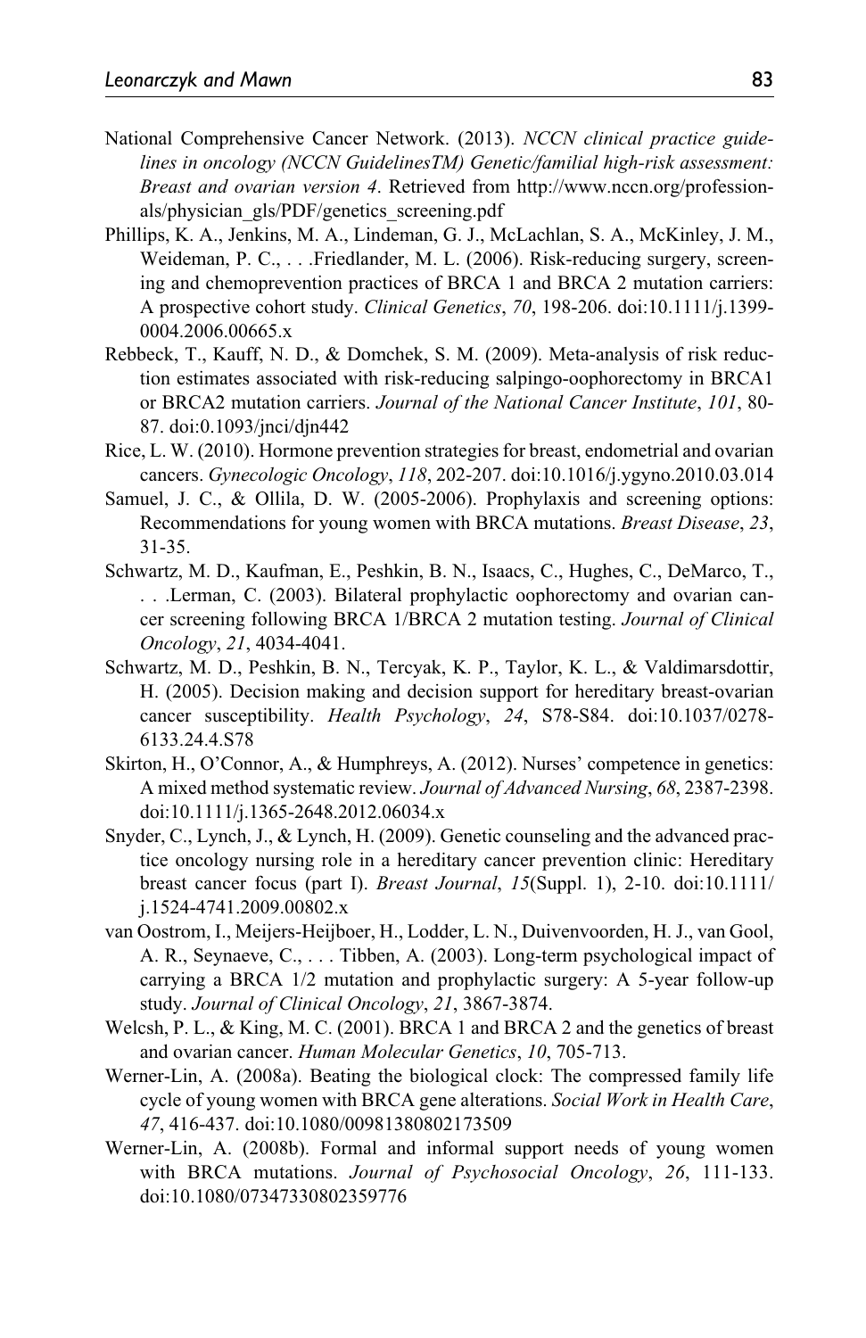National Comprehensive Cancer Network. (2013). *NCCN clinical practice guidelines in oncology (NCCN GuidelinesTM) Genetic/familial high-risk assessment: Breast and ovarian version 4*. Retrieved from http://www.nccn.org/professionals/physician_gls/PDF/genetics_screening.pdf

Phillips, K. A., Jenkins, M. A., Lindeman, G. J., McLachlan, S. A., McKinley, J. M., Weideman, P. C., . . .Friedlander, M. L. (2006). Risk-reducing surgery, screening and chemoprevention practices of BRCA 1 and BRCA 2 mutation carriers: A prospective cohort study. *Clinical Genetics*, *70*, 198-206. doi:10.1111/j.1399-0004.2006.00665.x

Rebbeck, T., Kauff, N. D., & Domchek, S. M. (2009). Meta-analysis of risk reduction estimates associated with risk-reducing salpingo-oophorectomy in BRCA1 or BRCA2 mutation carriers. *Journal of the National Cancer Institute*, *101*, 80-87. doi:0.1093/jnci/djn442

Rice, L. W. (2010). Hormone prevention strategies for breast, endometrial and ovarian cancers. *Gynecologic Oncology*, *118*, 202-207. doi:10.1016/j.ygyno.2010.03.014

Samuel, J. C., & Ollila, D. W. (2005-2006). Prophylaxis and screening options: Recommendations for young women with BRCA mutations. *Breast Disease*, *23*, 31-35.

Schwartz, M. D., Kaufman, E., Peshkin, B. N., Isaacs, C., Hughes, C., DeMarco, T., . . .Lerman, C. (2003). Bilateral prophylactic oophorectomy and ovarian cancer screening following BRCA 1/BRCA 2 mutation testing. *Journal of Clinical Oncology*, *21*, 4034-4041.

Schwartz, M. D., Peshkin, B. N., Tercyak, K. P., Taylor, K. L., & Valdimarsdottir, H. (2005). Decision making and decision support for hereditary breast-ovarian cancer susceptibility. *Health Psychology*, *24*, S78-S84. doi:10.1037/0278-6133.24.4.S78

Skirton, H., O'Connor, A., & Humphreys, A. (2012). Nurses' competence in genetics: A mixed method systematic review. *Journal of Advanced Nursing*, *68*, 2387-2398. doi:10.1111/j.1365-2648.2012.06034.x

Snyder, C., Lynch, J., & Lynch, H. (2009). Genetic counseling and the advanced practice oncology nursing role in a hereditary cancer prevention clinic: Hereditary breast cancer focus (part I). *Breast Journal*, *15*(Suppl. 1), 2-10. doi:10.1111/j.1524-4741.2009.00802.x

van Oostrom, I., Meijers-Heijboer, H., Lodder, L. N., Duivenvoorden, H. J., van Gool, A. R., Seynaeve, C., . . . Tibben, A. (2003). Long-term psychological impact of carrying a BRCA 1/2 mutation and prophylactic surgery: A 5-year follow-up study. *Journal of Clinical Oncology*, *21*, 3867-3874.

Welcsh, P. L., & King, M. C. (2001). BRCA 1 and BRCA 2 and the genetics of breast and ovarian cancer. *Human Molecular Genetics*, *10*, 705-713.

Werner-Lin, A. (2008a). Beating the biological clock: The compressed family life cycle of young women with BRCA gene alterations. *Social Work in Health Care*, *47*, 416-437. doi:10.1080/00981380802173509

Werner-Lin, A. (2008b). Formal and informal support needs of young women with BRCA mutations. *Journal of Psychosocial Oncology*, *26*, 111-133. doi:10.1080/07347330802359776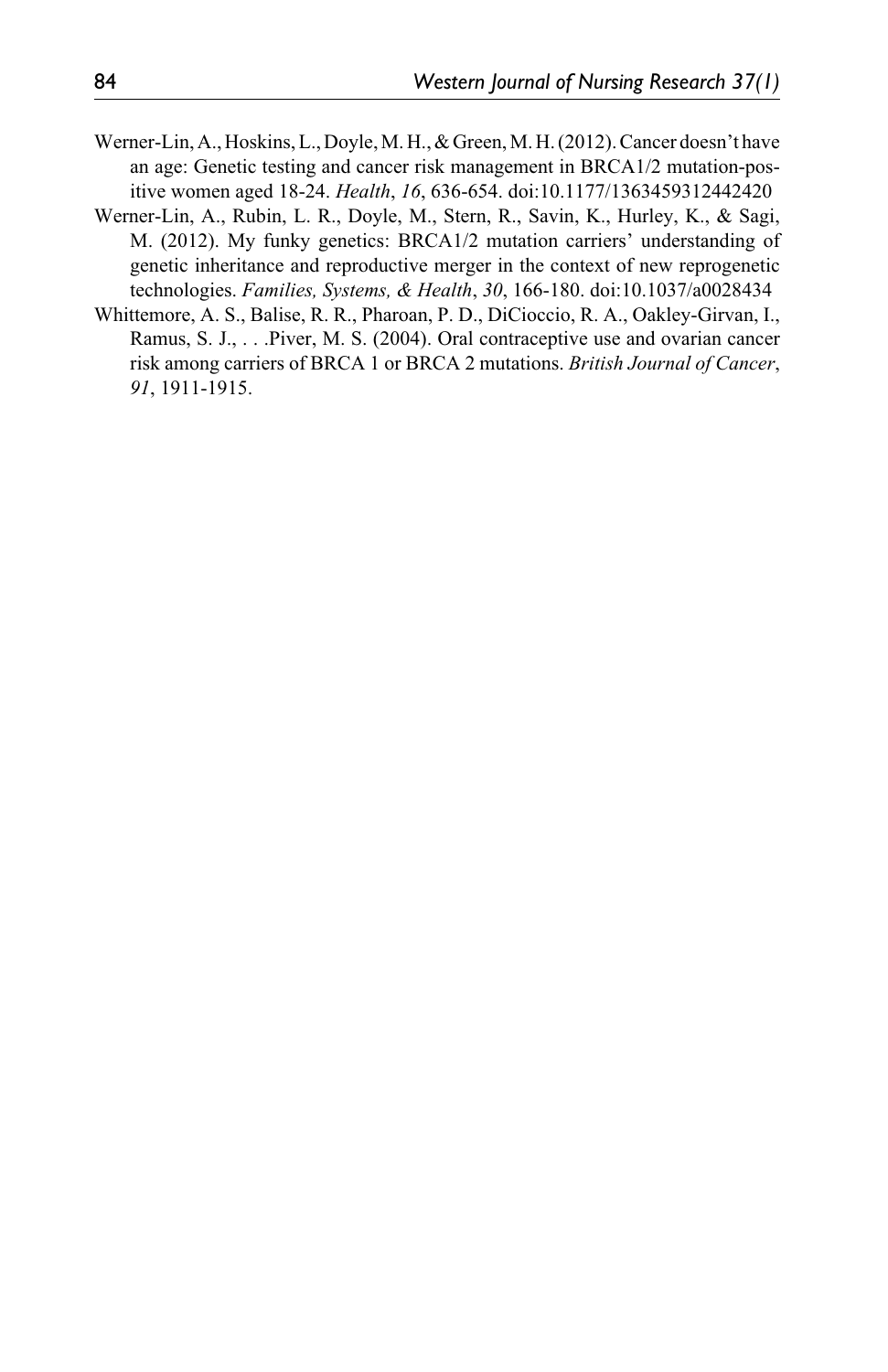Werner-Lin, A., Hoskins, L., Doyle, M. H., & Green, M. H. (2012). Cancer doesn't have an age: Genetic testing and cancer risk management in BRCA1/2 mutation-positive women aged 18-24. *Health*, *16*, 636-654. doi:10.1177/1363459312442420

Werner-Lin, A., Rubin, L. R., Doyle, M., Stern, R., Savin, K., Hurley, K., & Sagi, M. (2012). My funky genetics: BRCA1/2 mutation carriers' understanding of genetic inheritance and reproductive merger in the context of new reprogenetic technologies. *Families, Systems, & Health*, *30*, 166-180. doi:10.1037/a0028434

Whittemore, A. S., Balise, R. R., Pharoan, P. D., DiCioccio, R. A., Oakley-Girvan, I., Ramus, S. J., . . .Piver, M. S. (2004). Oral contraceptive use and ovarian cancer risk among carriers of BRCA 1 or BRCA 2 mutations. *British Journal of Cancer*, *91*, 1911-1915.